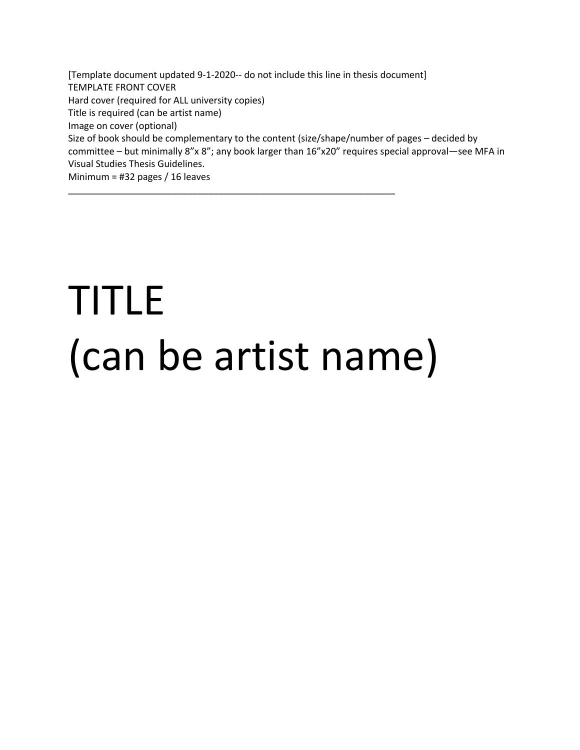[Template document updated 9-1-2020-- do not include this line in thesis document]
TEMPLATE FRONT COVER
Hard cover (required for ALL university copies)
Title is required (can be artist name)
Image on cover (optional)
Size of book should be complementary to the content (size/shape/number of pages – decided by committee – but minimally 8"x 8"; any book larger than 16"x20" requires special approval—see MFA in Visual Studies Thesis Guidelines.
Minimum = #32 pages / 16 leaves

---

# TITLE
# (can be artist name)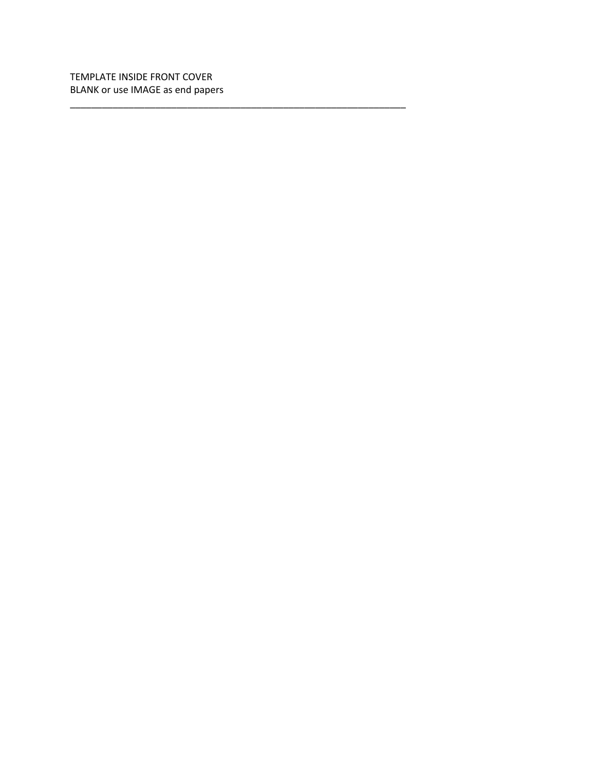TEMPLATE INSIDE FRONT COVER
BLANK or use IMAGE as end papers

---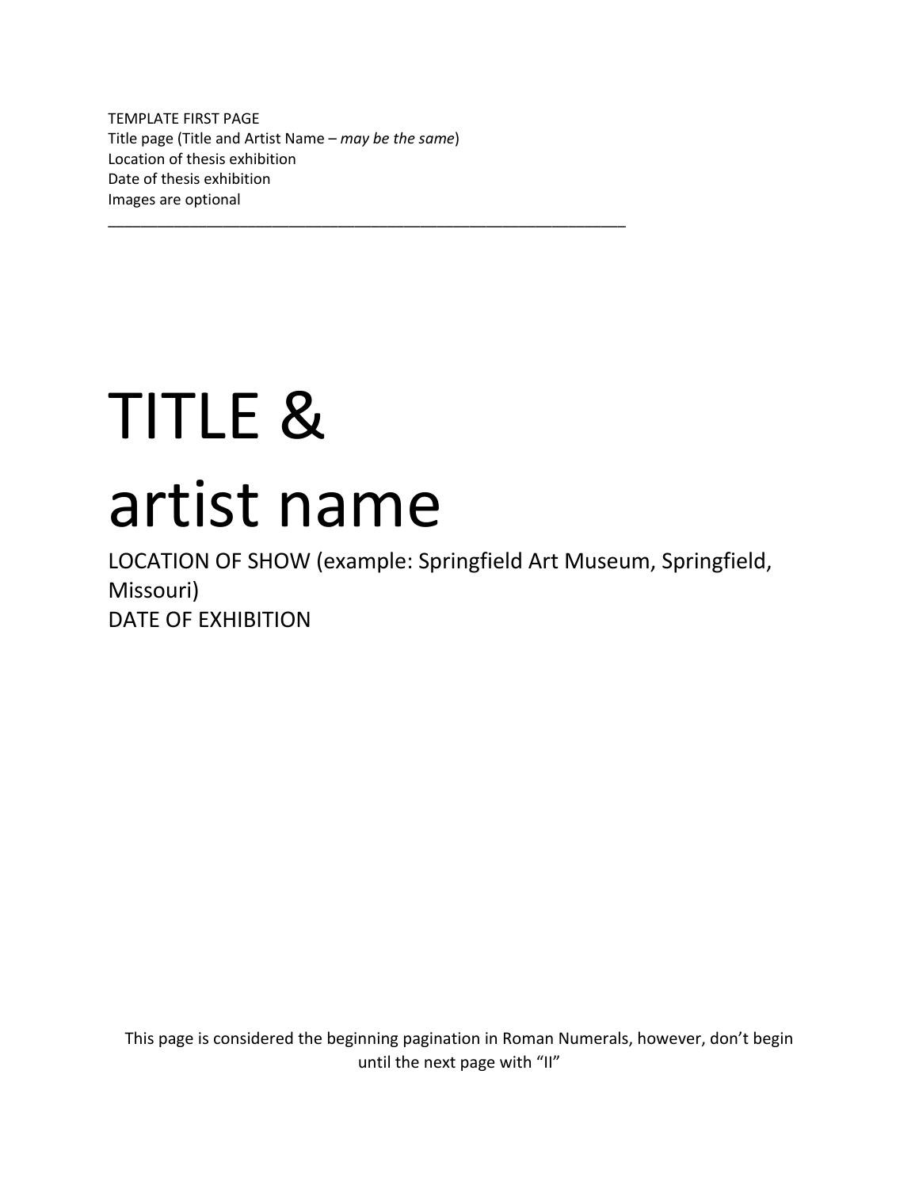TEMPLATE FIRST PAGE
Title page (Title and Artist Name – *may be the same*)
Location of thesis exhibition
Date of thesis exhibition
Images are optional

---

# TITLE & artist name

LOCATION OF SHOW (example: Springfield Art Museum, Springfield, Missouri)
DATE OF EXHIBITION

This page is considered the beginning pagination in Roman Numerals, however, don't begin until the next page with "II"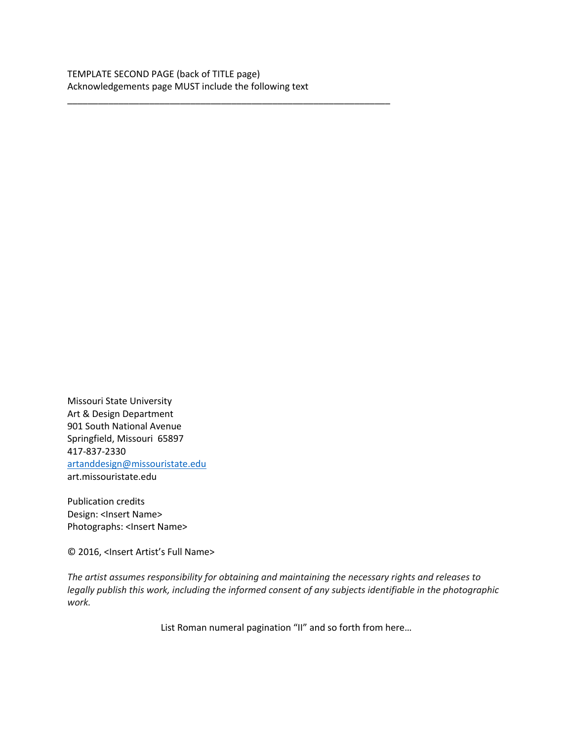TEMPLATE SECOND PAGE (back of TITLE page)
Acknowledgements page MUST include the following text

---

Missouri State University
Art & Design Department
901 South National Avenue
Springfield, Missouri 65897
417-837-2330
artanddesign@missouristate.edu
art.missouristate.edu

Publication credits
Design: <Insert Name>
Photographs: <Insert Name>

© 2016, <Insert Artist's Full Name>

*The artist assumes responsibility for obtaining and maintaining the necessary rights and releases to legally publish this work, including the informed consent of any subjects identifiable in the photographic work.*

List Roman numeral pagination "II" and so forth from here…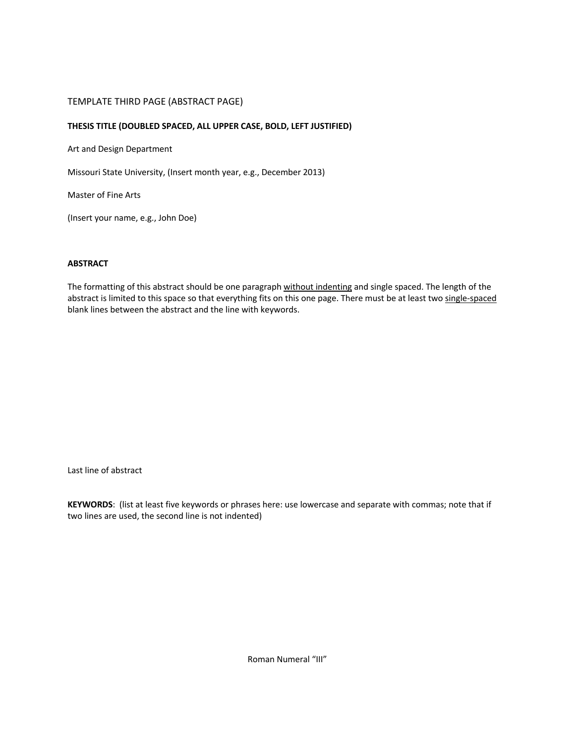TEMPLATE THIRD PAGE (ABSTRACT PAGE)

**THESIS TITLE (DOUBLED SPACED, ALL UPPER CASE, BOLD, LEFT JUSTIFIED)**

Art and Design Department

Missouri State University, (Insert month year, e.g., December 2013)

Master of Fine Arts

(Insert your name, e.g., John Doe)

**ABSTRACT**

The formatting of this abstract should be one paragraph <u>without indenting</u> and single spaced. The length of the abstract is limited to this space so that everything fits on this one page. There must be at least two <u>single-spaced</u> blank lines between the abstract and the line with keywords.

Last line of abstract

**KEYWORDS**: (list at least five keywords or phrases here: use lowercase and separate with commas; note that if two lines are used, the second line is not indented)

Roman Numeral "III"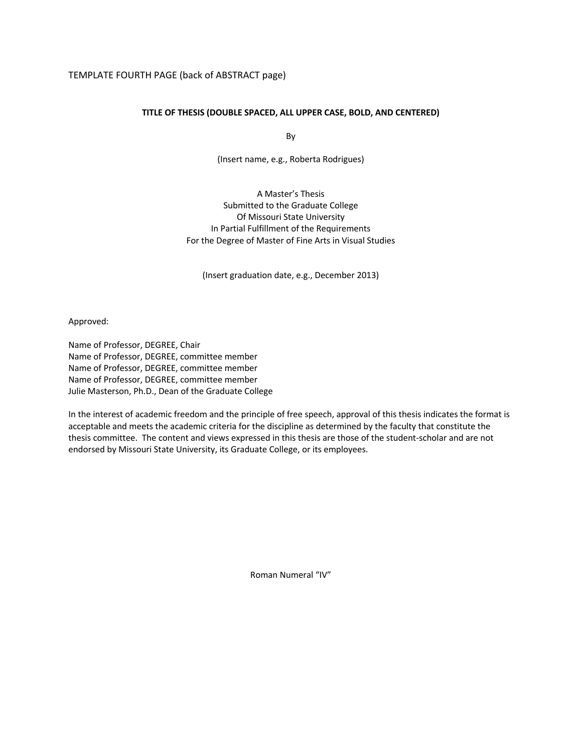TEMPLATE FOURTH PAGE (back of ABSTRACT page)

**TITLE OF THESIS (DOUBLE SPACED, ALL UPPER CASE, BOLD, AND CENTERED)**

By

(Insert name, e.g., Roberta Rodrigues)

A Master's Thesis
Submitted to the Graduate College
Of Missouri State University
In Partial Fulfillment of the Requirements
For the Degree of Master of Fine Arts in Visual Studies

(Insert graduation date, e.g., December 2013)

Approved:

Name of Professor, DEGREE, Chair
Name of Professor, DEGREE, committee member
Name of Professor, DEGREE, committee member
Name of Professor, DEGREE, committee member
Julie Masterson, Ph.D., Dean of the Graduate College

In the interest of academic freedom and the principle of free speech, approval of this thesis indicates the format is acceptable and meets the academic criteria for the discipline as determined by the faculty that constitute the thesis committee. The content and views expressed in this thesis are those of the student-scholar and are not endorsed by Missouri State University, its Graduate College, or its employees.

Roman Numeral "IV"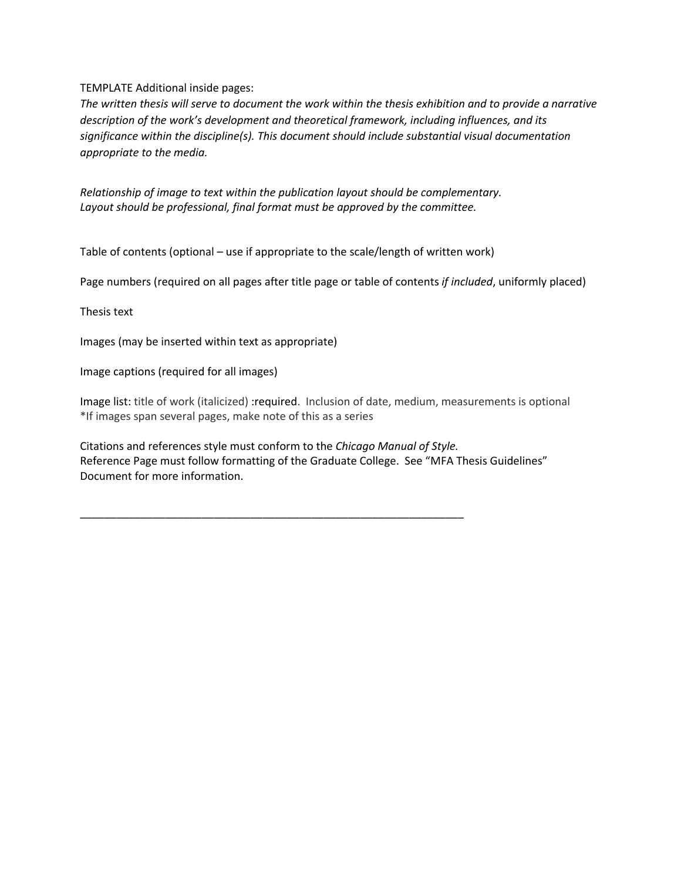TEMPLATE Additional inside pages:

*The written thesis will serve to document the work within the thesis exhibition and to provide a narrative description of the work's development and theoretical framework, including influences, and its significance within the discipline(s). This document should include substantial visual documentation appropriate to the media.*

*Relationship of image to text within the publication layout should be complementary.*
*Layout should be professional, final format must be approved by the committee.*

Table of contents (optional – use if appropriate to the scale/length of written work)

Page numbers (required on all pages after title page or table of contents *if included*, uniformly placed)

Thesis text

Images (may be inserted within text as appropriate)

Image captions (required for all images)

Image list: title of work (italicized) :required. Inclusion of date, medium, measurements is optional
*If images span several pages, make note of this as a series

Citations and references style must conform to the *Chicago Manual of Style.*
Reference Page must follow formatting of the Graduate College. See "MFA Thesis Guidelines" Document for more information.

---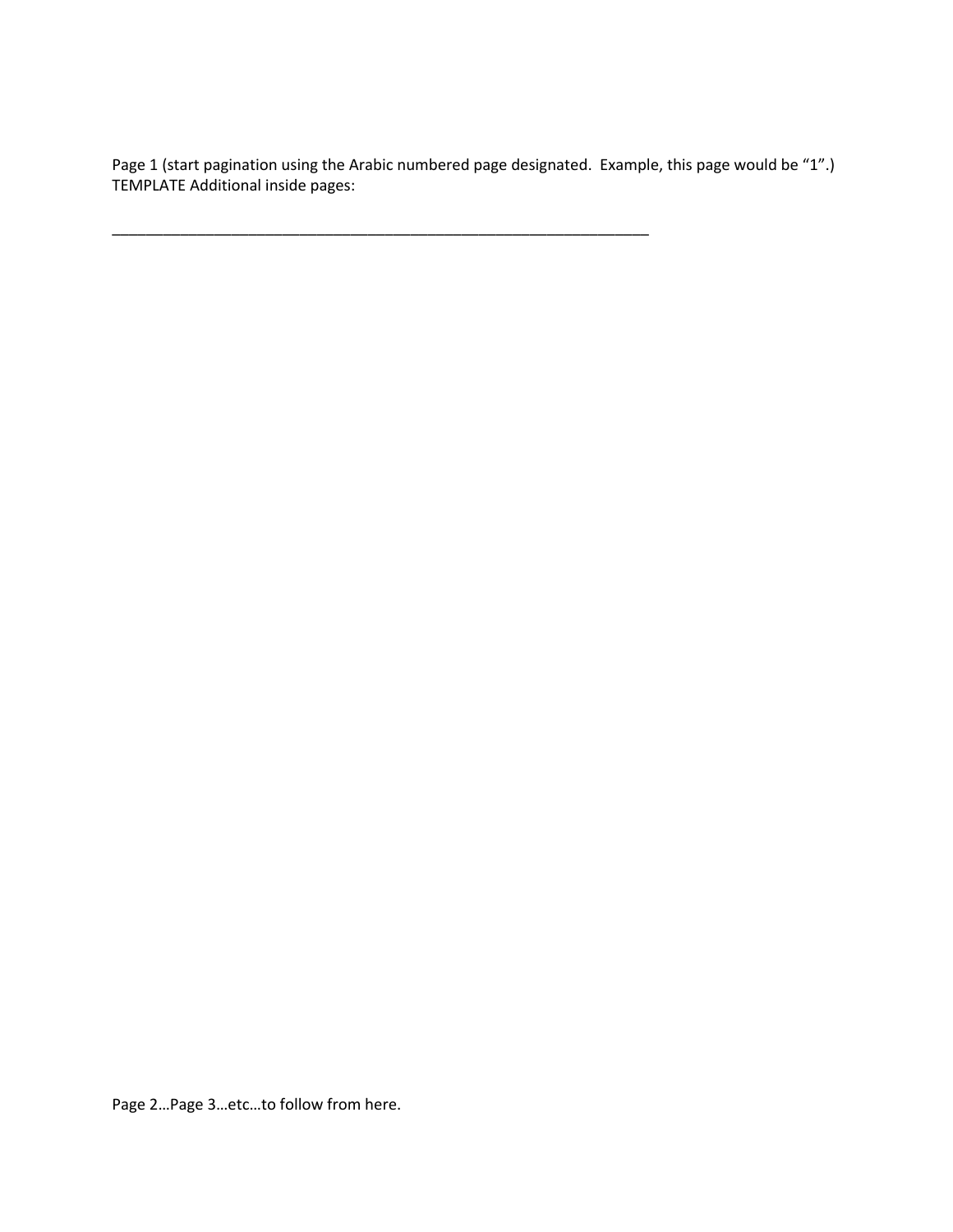Page 1 (start pagination using the Arabic numbered page designated. Example, this page would be "1".)
TEMPLATE Additional inside pages:

_________________________________________________________________

Page 2…Page 3…etc…to follow from here.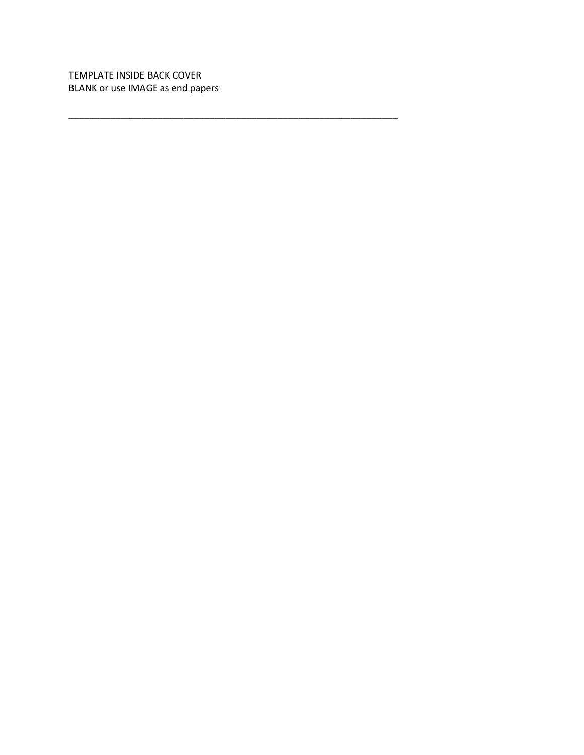TEMPLATE INSIDE BACK COVER
BLANK or use IMAGE as end papers

---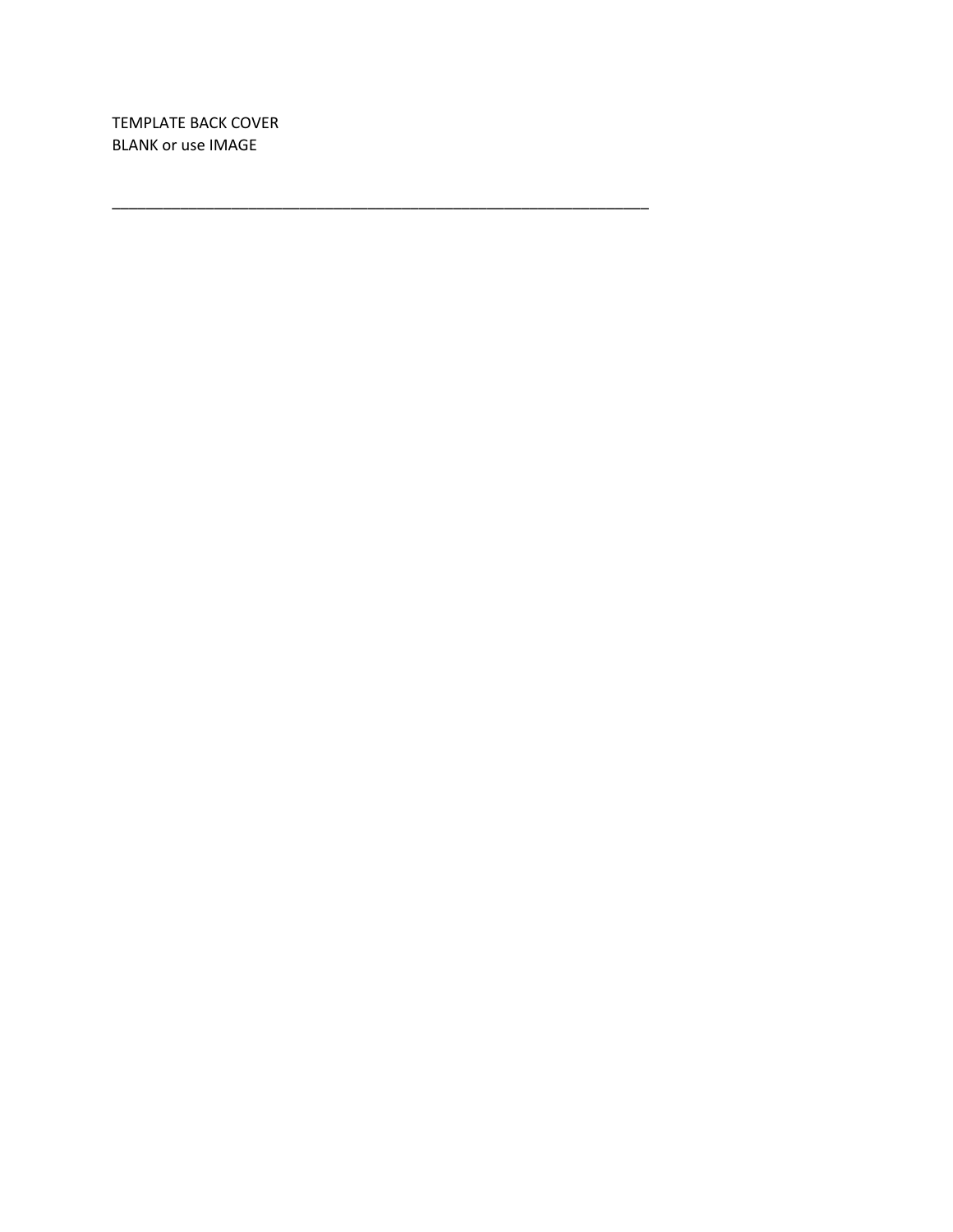TEMPLATE BACK COVER
BLANK or use IMAGE

_______________________________________________________________________